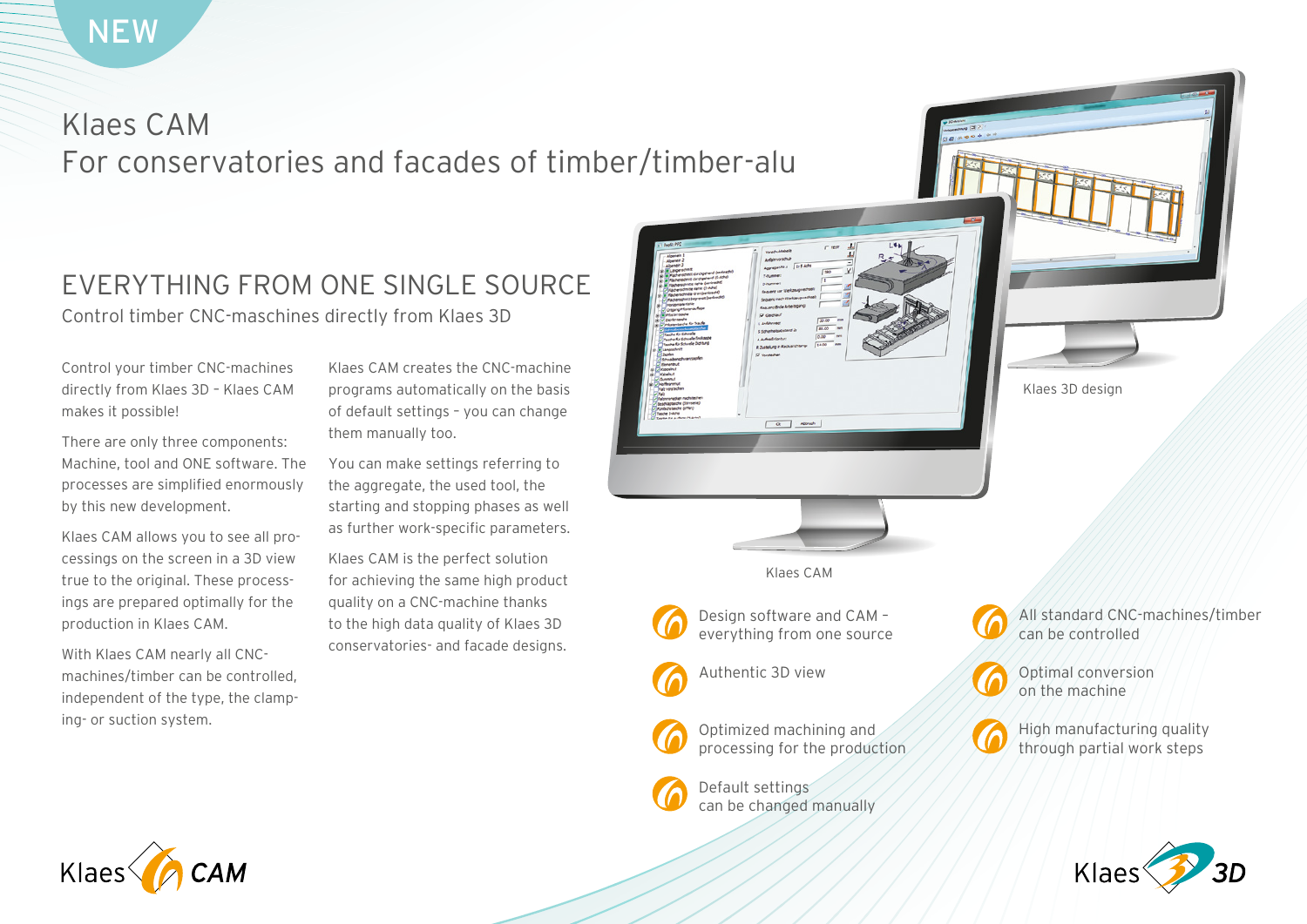NEW

# Klaes CAM
For conservatories and facades of timber/timber-alu

## EVERYTHING FROM ONE SINGLE SOURCE

Control timber CNC-maschines directly from Klaes 3D

Control your timber CNC-machines directly from Klaes 3D – Klaes CAM makes it possible!

There are only three components: Machine, tool and ONE software. The processes are simplified enormously by this new development.

Klaes CAM allows you to see all processings on the screen in a 3D view true to the original. These processings are prepared optimally for the production in Klaes CAM.

With Klaes CAM nearly all CNC-machines/timber can be controlled, independent of the type, the clamping- or suction system.

Klaes CAM creates the CNC-machine programs automatically on the basis of default settings – you can change them manually too.

You can make settings referring to the aggregate, the used tool, the starting and stopping phases as well as further work-specific parameters.

Klaes CAM is the perfect solution for achieving the same high product quality on a CNC-machine thanks to the high data quality of Klaes 3D conservatories- and facade designs.

Klaes 3D design

Klaes CAM

- Design software and CAM – everything from one source
- Authentic 3D view
- Optimized machining and processing for the production
- Default settings can be changed manually
- All standard CNC-machines/timber can be controlled
- Optimal conversion on the machine
- High manufacturing quality through partial work steps

Klaes CAM

Klaes 3D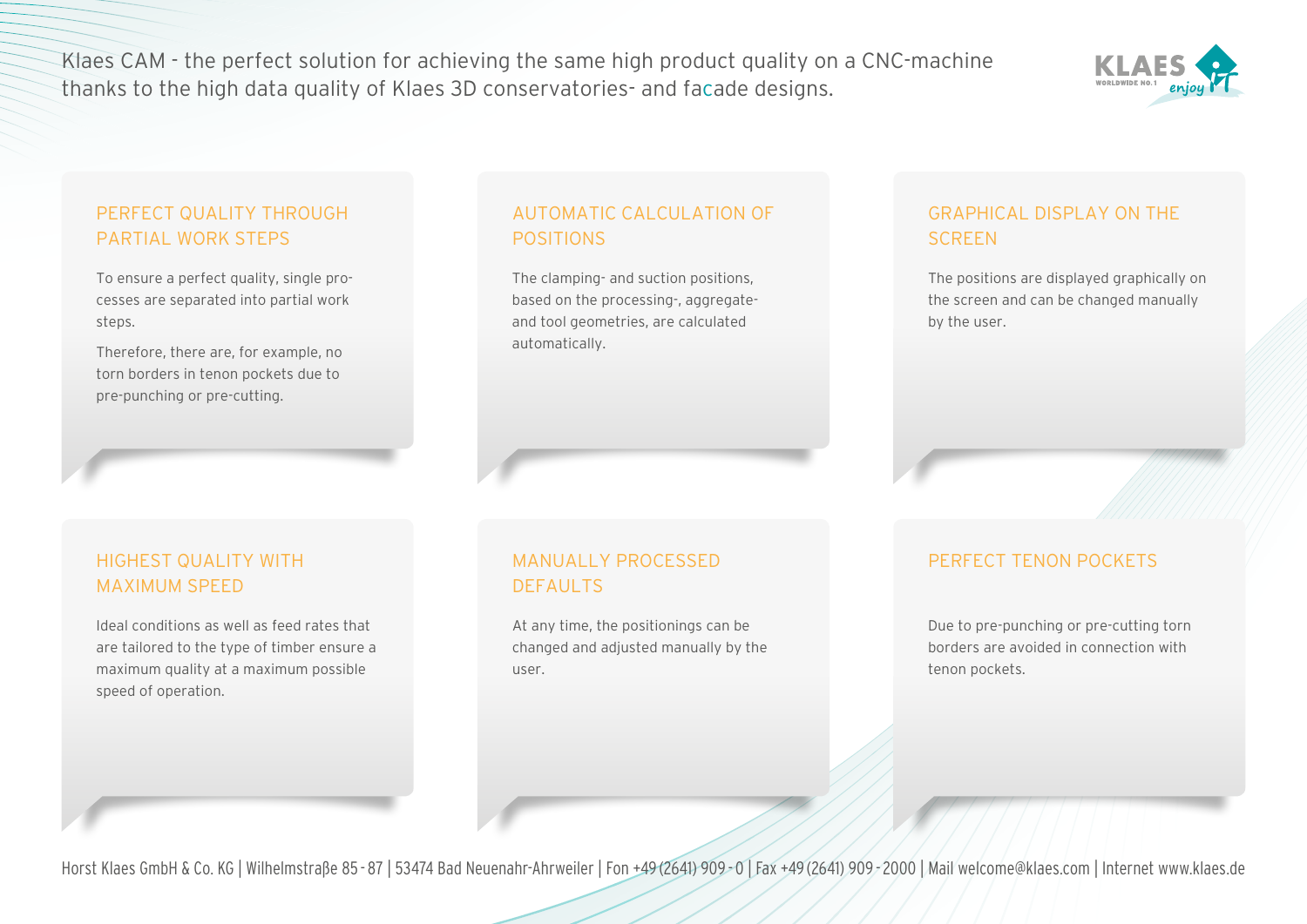Klaes CAM - the perfect solution for achieving the same high product quality on a CNC-machine thanks to the high data quality of Klaes 3D conservatories- and facade designs.

## PERFECT QUALITY THROUGH PARTIAL WORK STEPS

To ensure a perfect quality, single processes are separated into partial work steps.

Therefore, there are, for example, no torn borders in tenon pockets due to pre-punching or pre-cutting.

## AUTOMATIC CALCULATION OF POSITIONS

The clamping- and suction positions, based on the processing-, aggregate- and tool geometries, are calculated automatically.

## GRAPHICAL DISPLAY ON THE SCREEN

The positions are displayed graphically on the screen and can be changed manually by the user.

## HIGHEST QUALITY WITH MAXIMUM SPEED

Ideal conditions as well as feed rates that are tailored to the type of timber ensure a maximum quality at a maximum possible speed of operation.

## MANUALLY PROCESSED DEFAULTS

At any time, the positionings can be changed and adjusted manually by the user.

## PERFECT TENON POCKETS

Due to pre-punching or pre-cutting torn borders are avoided in connection with tenon pockets.

Horst Klaes GmbH & Co. KG | Wilhelmstraße 85 - 87 | 53474 Bad Neuenahr-Ahrweiler | Fon +49 (2641) 909 - 0 | Fax +49 (2641) 909 - 2000 | Mail welcome@klaes.com | Internet www.klaes.de